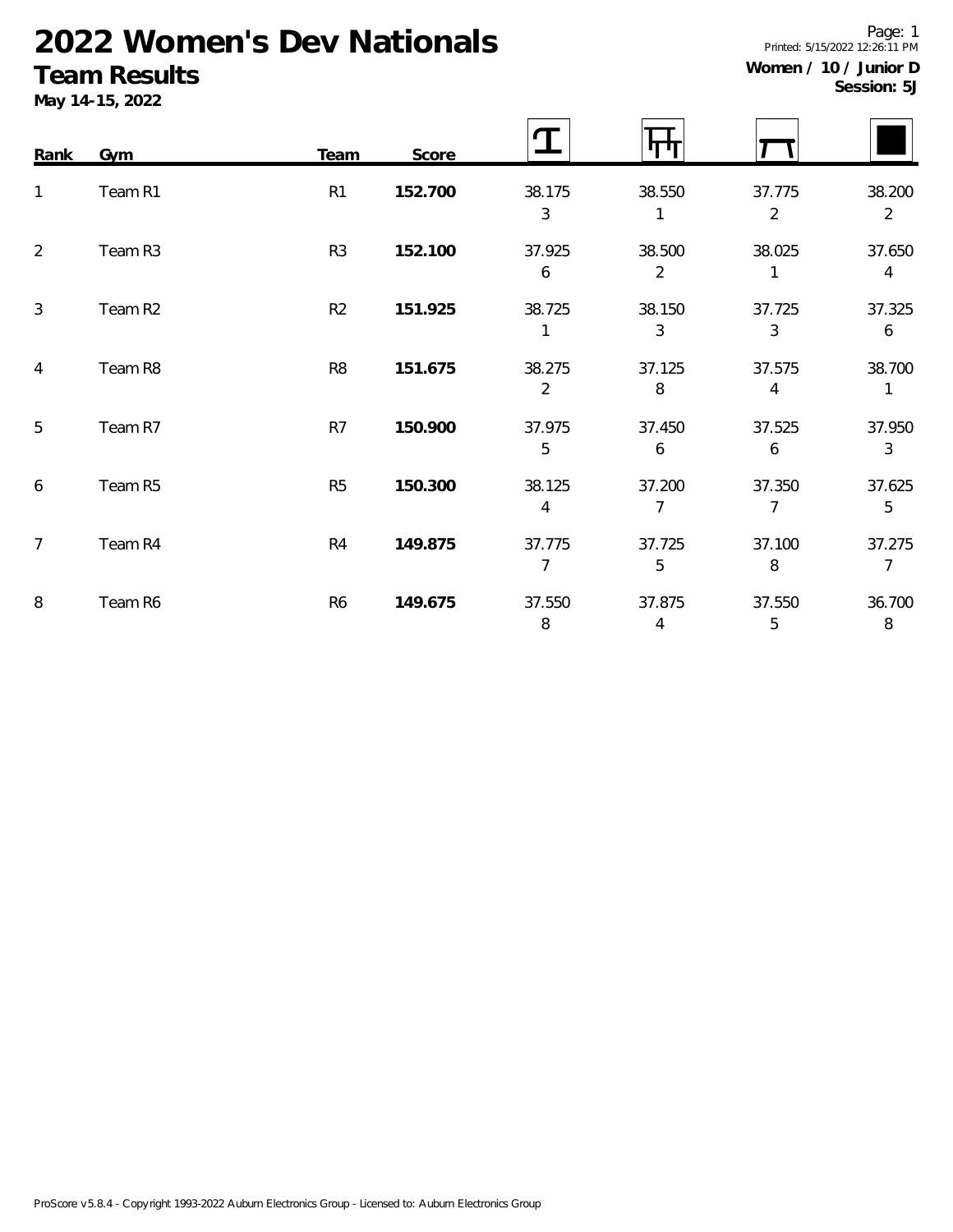# 2022 Women's Dev Nationals

## Team Results

**May 14-15, 2022**

Printed: 5/15/2022 12:26:11 PM

**Women / 10 / Junior D**
**Session: 5J**

| Rank | Gym | Team | Score | Vault | Bars | Beam | Floor |
|---|---|---|---|---|---|---|---|
| 1 | Team R1 | R1 | **152.700** | 38.175<br>3 | 38.550<br>1 | 37.775<br>2 | 38.200<br>2 |
| 2 | Team R3 | R3 | **152.100** | 37.925<br>6 | 38.500<br>2 | 38.025<br>1 | 37.650<br>4 |
| 3 | Team R2 | R2 | **151.925** | 38.725<br>1 | 38.150<br>3 | 37.725<br>3 | 37.325<br>6 |
| 4 | Team R8 | R8 | **151.675** | 38.275<br>2 | 37.125<br>8 | 37.575<br>4 | 38.700<br>1 |
| 5 | Team R7 | R7 | **150.900** | 37.975<br>5 | 37.450<br>6 | 37.525<br>6 | 37.950<br>3 |
| 6 | Team R5 | R5 | **150.300** | 38.125<br>4 | 37.200<br>7 | 37.350<br>7 | 37.625<br>5 |
| 7 | Team R4 | R4 | **149.875** | 37.775<br>7 | 37.725<br>5 | 37.100<br>8 | 37.275<br>7 |
| 8 | Team R6 | R6 | **149.675** | 37.550<br>8 | 37.875<br>4 | 37.550<br>5 | 36.700<br>8 |

ProScore v5.8.4 - Copyright 1993-2022 Auburn Electronics Group - Licensed to: Auburn Electronics Group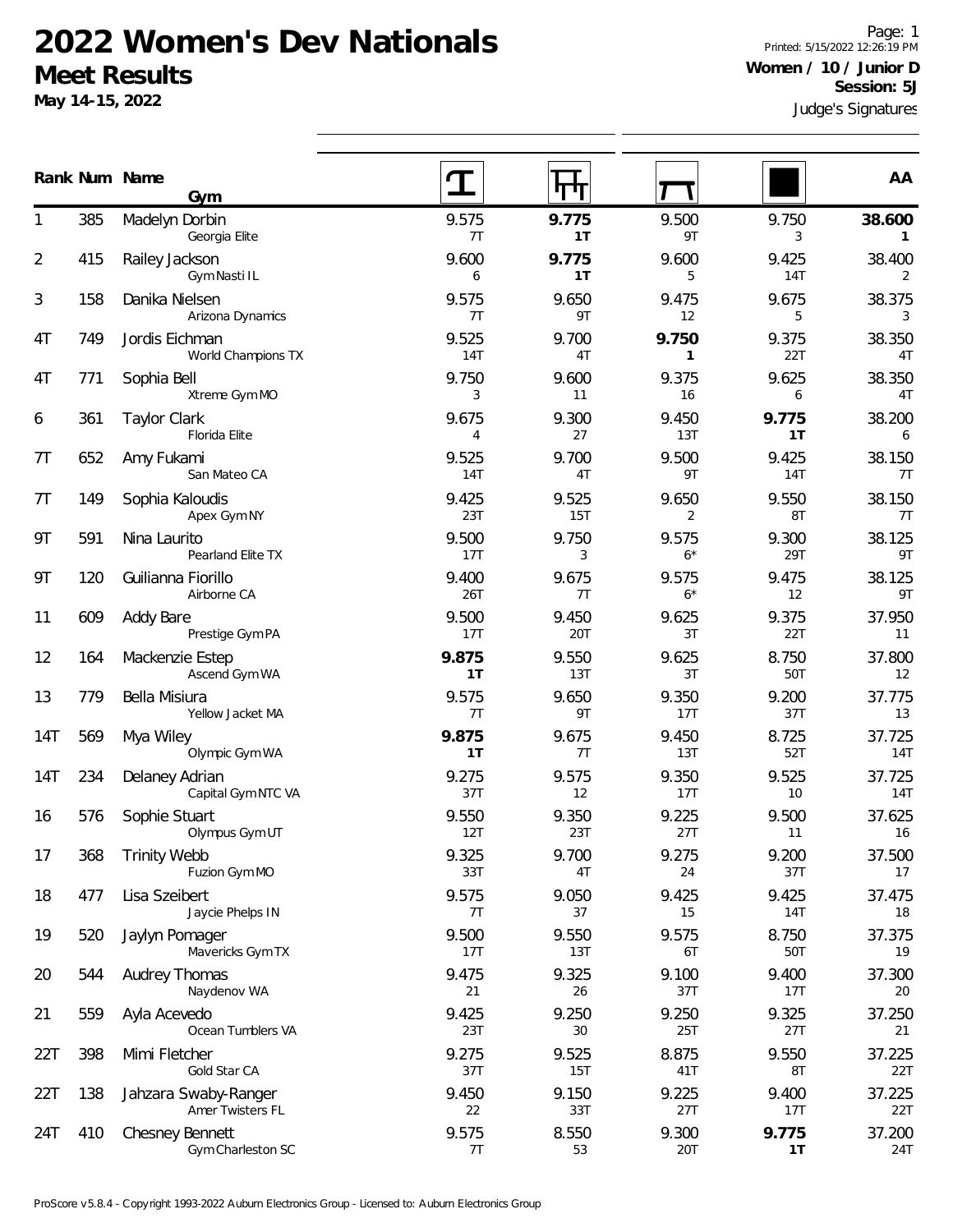# 2022 Women's Dev Nationals

## Meet Results

**May 14-15, 2022**

Printed: 5/15/2022 12:26:19 PM

**Women / 10 / Junior D**

**Session: 5J**

Judge's Signatures

| Rank | Num | Name / Gym | Vault | Bars | Beam | Floor | AA |
|---|---|---|---|---|---|---|---|
| 1 | 385 | Madelyn Dorbin<br>Georgia Elite | 9.575<br>7T | **9.775**<br>**1T** | 9.500<br>9T | 9.750<br>3 | **38.600**<br>**1** |
| 2 | 415 | Railey Jackson<br>Gym Nasti IL | 9.600<br>6 | **9.775**<br>**1T** | 9.600<br>5 | 9.425<br>14T | 38.400<br>2 |
| 3 | 158 | Danika Nielsen<br>Arizona Dynamics | 9.575<br>7T | 9.650<br>9T | 9.475<br>12 | 9.675<br>5 | 38.375<br>3 |
| 4T | 749 | Jordis Eichman<br>World Champions TX | 9.525<br>14T | 9.700<br>4T | **9.750**<br>**1** | 9.375<br>22T | 38.350<br>4T |
| 4T | 771 | Sophia Bell<br>Xtreme Gym MO | 9.750<br>3 | 9.600<br>11 | 9.375<br>16 | 9.625<br>6 | 38.350<br>4T |
| 6 | 361 | Taylor Clark<br>Florida Elite | 9.675<br>4 | 9.300<br>27 | 9.450<br>13T | **9.775**<br>**1T** | 38.200<br>6 |
| 7T | 652 | Amy Fukami<br>San Mateo CA | 9.525<br>14T | 9.700<br>4T | 9.500<br>9T | 9.425<br>14T | 38.150<br>7T |
| 7T | 149 | Sophia Kaloudis<br>Apex Gym NY | 9.425<br>23T | 9.525<br>15T | 9.650<br>2 | 9.550<br>8T | 38.150<br>7T |
| 9T | 591 | Nina Laurito<br>Pearland Elite TX | 9.500<br>17T | 9.750<br>3 | 9.575<br>6* | 9.300<br>29T | 38.125<br>9T |
| 9T | 120 | Guilianna Fiorillo<br>Airborne CA | 9.400<br>26T | 9.675<br>7T | 9.575<br>6* | 9.475<br>12 | 38.125<br>9T |
| 11 | 609 | Addy Bare<br>Prestige Gym PA | 9.500<br>17T | 9.450<br>20T | 9.625<br>3T | 9.375<br>22T | 37.950<br>11 |
| 12 | 164 | Mackenzie Estep<br>Ascend Gym WA | **9.875**<br>**1T** | 9.550<br>13T | 9.625<br>3T | 8.750<br>50T | 37.800<br>12 |
| 13 | 779 | Bella Misiura<br>Yellow Jacket MA | 9.575<br>7T | 9.650<br>9T | 9.350<br>17T | 9.200<br>37T | 37.775<br>13 |
| 14T | 569 | Mya Wiley<br>Olympic Gym WA | **9.875**<br>**1T** | 9.675<br>7T | 9.450<br>13T | 8.725<br>52T | 37.725<br>14T |
| 14T | 234 | Delaney Adrian<br>Capital Gym NTC VA | 9.275<br>37T | 9.575<br>12 | 9.350<br>17T | 9.525<br>10 | 37.725<br>14T |
| 16 | 576 | Sophie Stuart<br>Olympus Gym UT | 9.550<br>12T | 9.350<br>23T | 9.225<br>27T | 9.500<br>11 | 37.625<br>16 |
| 17 | 368 | Trinity Webb<br>Fuzion Gym MO | 9.325<br>33T | 9.700<br>4T | 9.275<br>24 | 9.200<br>37T | 37.500<br>17 |
| 18 | 477 | Lisa Szeibert<br>Jaycie Phelps IN | 9.575<br>7T | 9.050<br>37 | 9.425<br>15 | 9.425<br>14T | 37.475<br>18 |
| 19 | 520 | Jaylyn Pomager<br>Mavericks Gym TX | 9.500<br>17T | 9.550<br>13T | 9.575<br>6T | 8.750<br>50T | 37.375<br>19 |
| 20 | 544 | Audrey Thomas<br>Naydenov WA | 9.475<br>21 | 9.325<br>26 | 9.100<br>37T | 9.400<br>17T | 37.300<br>20 |
| 21 | 559 | Ayla Acevedo<br>Ocean Tumblers VA | 9.425<br>23T | 9.250<br>30 | 9.250<br>25T | 9.325<br>27T | 37.250<br>21 |
| 22T | 398 | Mimi Fletcher<br>Gold Star CA | 9.275<br>37T | 9.525<br>15T | 8.875<br>41T | 9.550<br>8T | 37.225<br>22T |
| 22T | 138 | Jahzara Swaby-Ranger<br>Amer Twisters FL | 9.450<br>22 | 9.150<br>33T | 9.225<br>27T | 9.400<br>17T | 37.225<br>22T |
| 24T | 410 | Chesney Bennett<br>Gym Charleston SC | 9.575<br>7T | 8.550<br>53 | 9.300<br>20T | **9.775**<br>**1T** | 37.200<br>24T |

ProScore v5.8.4 - Copyright 1993-2022 Auburn Electronics Group - Licensed to: Auburn Electronics Group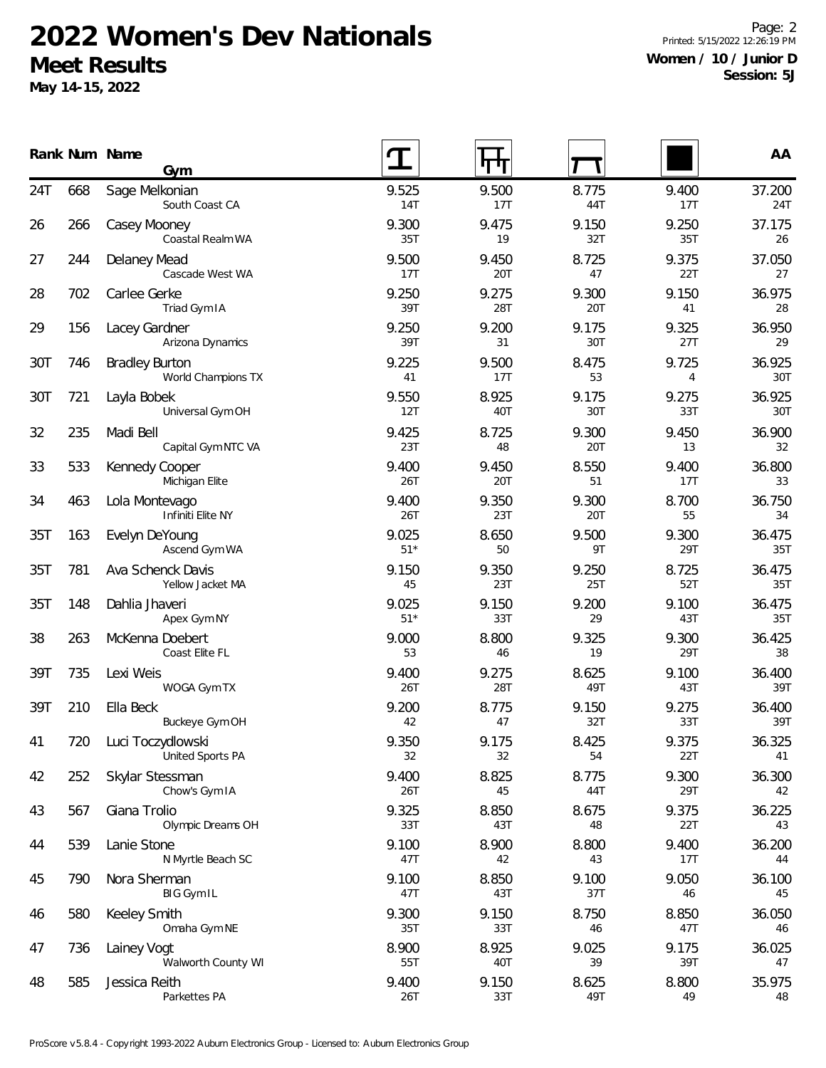# 2022 Women's Dev Nationals

## Meet Results

**May 14-15, 2022**

**Women / 10 / Junior D**
**Session: 5J**

| Rank | Num | Name / Gym | Vault | Bars | Beam | Floor | AA |
|---|---|---|---|---|---|---|---|
| 24T | 668 | Sage Melkonian<br>South Coast CA | 9.525<br>14T | 9.500<br>17T | 8.775<br>44T | 9.400<br>17T | 37.200<br>24T |
| 26 | 266 | Casey Mooney<br>Coastal Realm WA | 9.300<br>35T | 9.475<br>19 | 9.150<br>32T | 9.250<br>35T | 37.175<br>26 |
| 27 | 244 | Delaney Mead<br>Cascade West WA | 9.500<br>17T | 9.450<br>20T | 8.725<br>47 | 9.375<br>22T | 37.050<br>27 |
| 28 | 702 | Carlee Gerke<br>Triad Gym IA | 9.250<br>39T | 9.275<br>28T | 9.300<br>20T | 9.150<br>41 | 36.975<br>28 |
| 29 | 156 | Lacey Gardner<br>Arizona Dynamics | 9.250<br>39T | 9.200<br>31 | 9.175<br>30T | 9.325<br>27T | 36.950<br>29 |
| 30T | 746 | Bradley Burton<br>World Champions TX | 9.225<br>41 | 9.500<br>17T | 8.475<br>53 | 9.725<br>4 | 36.925<br>30T |
| 30T | 721 | Layla Bobek<br>Universal Gym OH | 9.550<br>12T | 8.925<br>40T | 9.175<br>30T | 9.275<br>33T | 36.925<br>30T |
| 32 | 235 | Madi Bell<br>Capital Gym NTC VA | 9.425<br>23T | 8.725<br>48 | 9.300<br>20T | 9.450<br>13 | 36.900<br>32 |
| 33 | 533 | Kennedy Cooper<br>Michigan Elite | 9.400<br>26T | 9.450<br>20T | 8.550<br>51 | 9.400<br>17T | 36.800<br>33 |
| 34 | 463 | Lola Montevago<br>Infiniti Elite NY | 9.400<br>26T | 9.350<br>23T | 9.300<br>20T | 8.700<br>55 | 36.750<br>34 |
| 35T | 163 | Evelyn DeYoung<br>Ascend Gym WA | 9.025<br>51* | 8.650<br>50 | 9.500<br>9T | 9.300<br>29T | 36.475<br>35T |
| 35T | 781 | Ava Schenck Davis<br>Yellow Jacket MA | 9.150<br>45 | 9.350<br>23T | 9.250<br>25T | 8.725<br>52T | 36.475<br>35T |
| 35T | 148 | Dahlia Jhaveri<br>Apex Gym NY | 9.025<br>51* | 9.150<br>33T | 9.200<br>29 | 9.100<br>43T | 36.475<br>35T |
| 38 | 263 | McKenna Doebert<br>Coast Elite FL | 9.000<br>53 | 8.800<br>46 | 9.325<br>19 | 9.300<br>29T | 36.425<br>38 |
| 39T | 735 | Lexi Weis<br>WOGA Gym TX | 9.400<br>26T | 9.275<br>28T | 8.625<br>49T | 9.100<br>43T | 36.400<br>39T |
| 39T | 210 | Ella Beck<br>Buckeye Gym OH | 9.200<br>42 | 8.775<br>47 | 9.150<br>32T | 9.275<br>33T | 36.400<br>39T |
| 41 | 720 | Luci Toczydlowski<br>United Sports PA | 9.350<br>32 | 9.175<br>32 | 8.425<br>54 | 9.375<br>22T | 36.325<br>41 |
| 42 | 252 | Skylar Stessman<br>Chow's Gym IA | 9.400<br>26T | 8.825<br>45 | 8.775<br>44T | 9.300<br>29T | 36.300<br>42 |
| 43 | 567 | Giana Trolio<br>Olympic Dreams OH | 9.325<br>33T | 8.850<br>43T | 8.675<br>48 | 9.375<br>22T | 36.225<br>43 |
| 44 | 539 | Lanie Stone<br>N Myrtle Beach SC | 9.100<br>47T | 8.900<br>42 | 8.800<br>43 | 9.400<br>17T | 36.200<br>44 |
| 45 | 790 | Nora Sherman<br>BIG Gym IL | 9.100<br>47T | 8.850<br>43T | 9.100<br>37T | 9.050<br>46 | 36.100<br>45 |
| 46 | 580 | Keeley Smith<br>Omaha Gym NE | 9.300<br>35T | 9.150<br>33T | 8.750<br>46 | 8.850<br>47T | 36.050<br>46 |
| 47 | 736 | Lainey Vogt<br>Walworth County WI | 8.900<br>55T | 8.925<br>40T | 9.025<br>39 | 9.175<br>39T | 36.025<br>47 |
| 48 | 585 | Jessica Reith<br>Parkettes PA | 9.400<br>26T | 9.150<br>33T | 8.625<br>49T | 8.800<br>49 | 35.975<br>48 |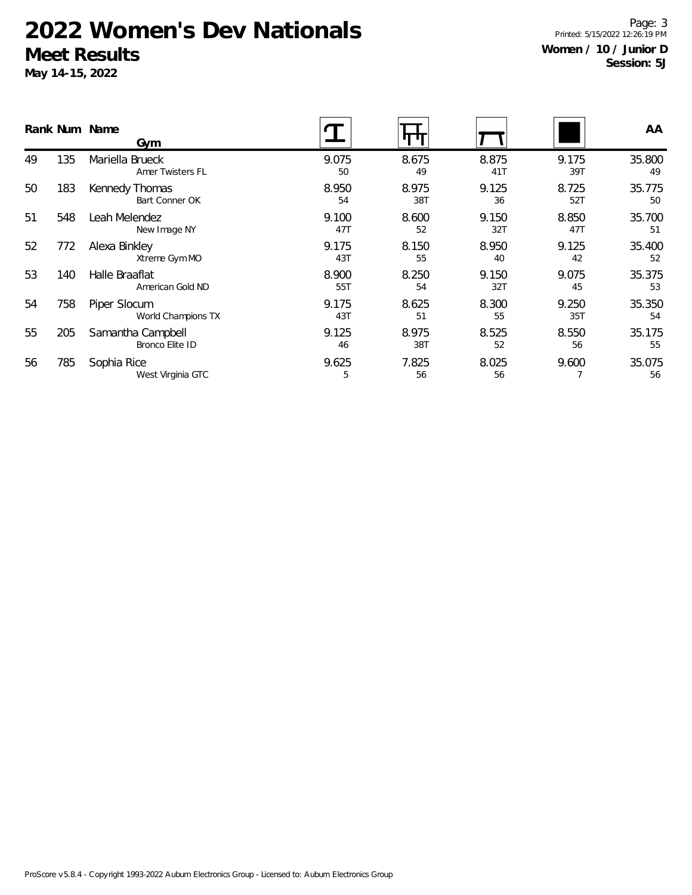# 2022 Women's Dev Nationals

## Meet Results

**May 14-15, 2022**

**Women / 10 / Junior D**
**Session: 5J**

| Rank | Num | Name / Gym | Vault | Bars | Beam | Floor | AA |
|---|---|---|---|---|---|---|---|
| 49 | 135 | Mariella Brueck<br>Amer Twisters FL | 9.075<br>50 | 8.675<br>49 | 8.875<br>41T | 9.175<br>39T | 35.800<br>49 |
| 50 | 183 | Kennedy Thomas<br>Bart Conner OK | 8.950<br>54 | 8.975<br>38T | 9.125<br>36 | 8.725<br>52T | 35.775<br>50 |
| 51 | 548 | Leah Melendez<br>New Image NY | 9.100<br>47T | 8.600<br>52 | 9.150<br>32T | 8.850<br>47T | 35.700<br>51 |
| 52 | 772 | Alexa Binkley<br>Xtreme Gym MO | 9.175<br>43T | 8.150<br>55 | 8.950<br>40 | 9.125<br>42 | 35.400<br>52 |
| 53 | 140 | Halle Braaflat<br>American Gold ND | 8.900<br>55T | 8.250<br>54 | 9.150<br>32T | 9.075<br>45 | 35.375<br>53 |
| 54 | 758 | Piper Slocum<br>World Champions TX | 9.175<br>43T | 8.625<br>51 | 8.300<br>55 | 9.250<br>35T | 35.350<br>54 |
| 55 | 205 | Samantha Campbell<br>Bronco Elite ID | 9.125<br>46 | 8.975<br>38T | 8.525<br>52 | 8.550<br>56 | 35.175<br>55 |
| 56 | 785 | Sophia Rice<br>West Virginia GTC | 9.625<br>5 | 7.825<br>56 | 8.025<br>56 | 9.600<br>7 | 35.075<br>56 |